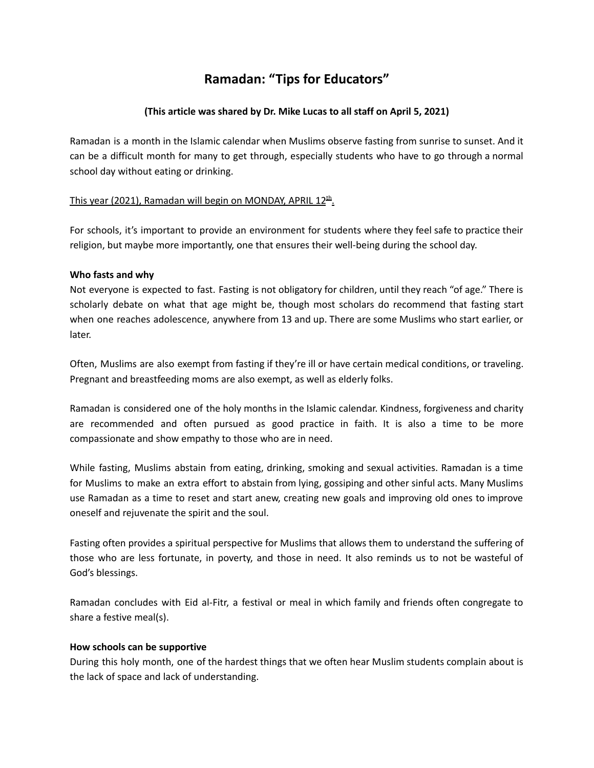# Ramadan: "Tips for Educators"

**(This article was shared by Dr. Mike Lucas to all staff on April 5, 2021)**

Ramadan is a month in the Islamic calendar when Muslims observe fasting from sunrise to sunset. And it can be a difficult month for many to get through, especially students who have to go through a normal school day without eating or drinking.

<u>This year (2021), Ramadan will begin on MONDAY, APRIL 12th.</u>

For schools, it's important to provide an environment for students where they feel safe to practice their religion, but maybe more importantly, one that ensures their well-being during the school day.

**Who fasts and why**

Not everyone is expected to fast. Fasting is not obligatory for children, until they reach "of age." There is scholarly debate on what that age might be, though most scholars do recommend that fasting start when one reaches adolescence, anywhere from 13 and up. There are some Muslims who start earlier, or later.

Often, Muslims are also exempt from fasting if they're ill or have certain medical conditions, or traveling. Pregnant and breastfeeding moms are also exempt, as well as elderly folks.

Ramadan is considered one of the holy months in the Islamic calendar. Kindness, forgiveness and charity are recommended and often pursued as good practice in faith. It is also a time to be more compassionate and show empathy to those who are in need.

While fasting, Muslims abstain from eating, drinking, smoking and sexual activities. Ramadan is a time for Muslims to make an extra effort to abstain from lying, gossiping and other sinful acts. Many Muslims use Ramadan as a time to reset and start anew, creating new goals and improving old ones to improve oneself and rejuvenate the spirit and the soul.

Fasting often provides a spiritual perspective for Muslims that allows them to understand the suffering of those who are less fortunate, in poverty, and those in need. It also reminds us to not be wasteful of God's blessings.

Ramadan concludes with Eid al-Fitr, a festival or meal in which family and friends often congregate to share a festive meal(s).

**How schools can be supportive**

During this holy month, one of the hardest things that we often hear Muslim students complain about is the lack of space and lack of understanding.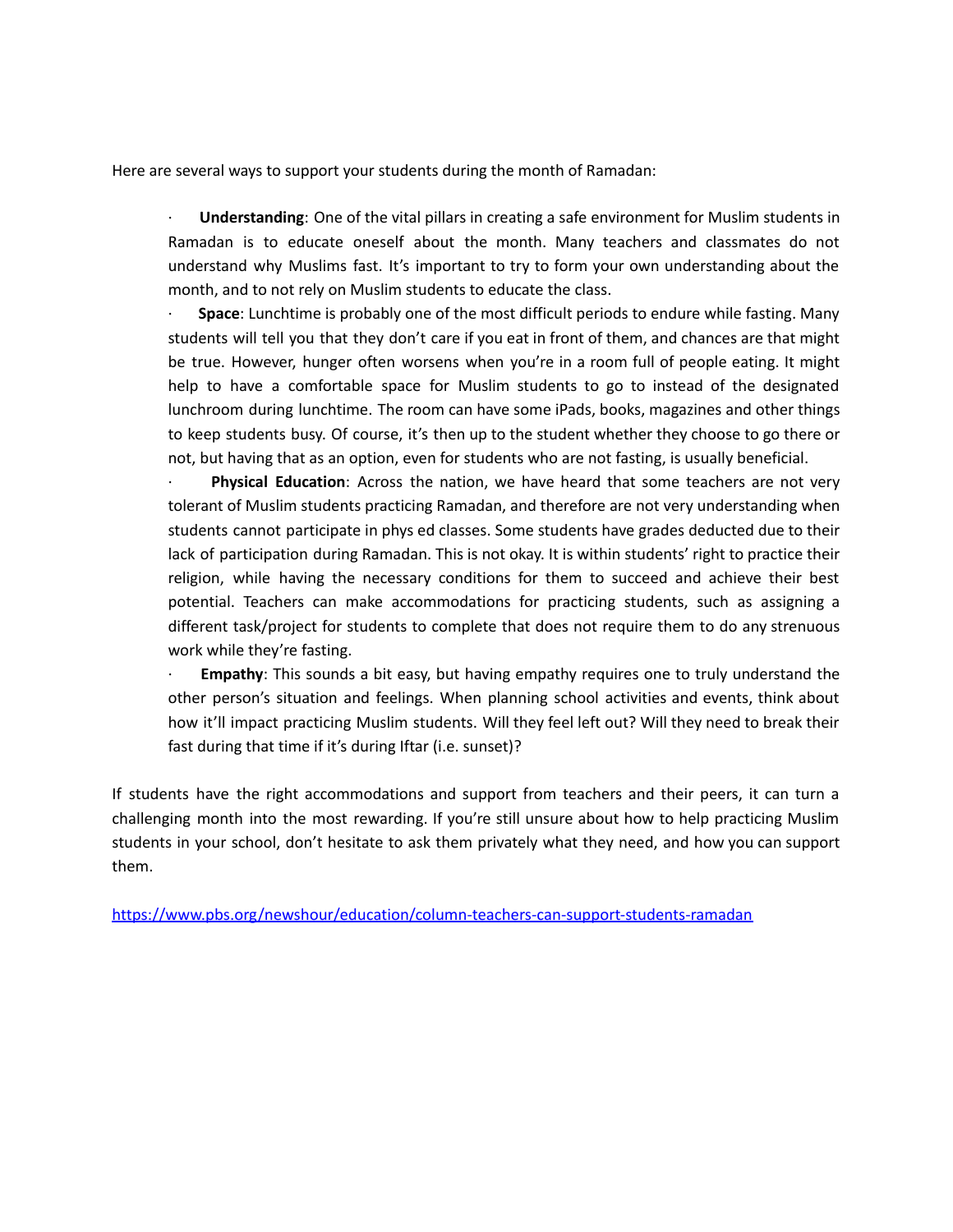Here are several ways to support your students during the month of Ramadan:

- **Understanding**: One of the vital pillars in creating a safe environment for Muslim students in Ramadan is to educate oneself about the month. Many teachers and classmates do not understand why Muslims fast. It's important to try to form your own understanding about the month, and to not rely on Muslim students to educate the class.
- **Space**: Lunchtime is probably one of the most difficult periods to endure while fasting. Many students will tell you that they don't care if you eat in front of them, and chances are that might be true. However, hunger often worsens when you're in a room full of people eating. It might help to have a comfortable space for Muslim students to go to instead of the designated lunchroom during lunchtime. The room can have some iPads, books, magazines and other things to keep students busy. Of course, it's then up to the student whether they choose to go there or not, but having that as an option, even for students who are not fasting, is usually beneficial.
- **Physical Education**: Across the nation, we have heard that some teachers are not very tolerant of Muslim students practicing Ramadan, and therefore are not very understanding when students cannot participate in phys ed classes. Some students have grades deducted due to their lack of participation during Ramadan. This is not okay. It is within students' right to practice their religion, while having the necessary conditions for them to succeed and achieve their best potential. Teachers can make accommodations for practicing students, such as assigning a different task/project for students to complete that does not require them to do any strenuous work while they're fasting.
- **Empathy**: This sounds a bit easy, but having empathy requires one to truly understand the other person's situation and feelings. When planning school activities and events, think about how it'll impact practicing Muslim students. Will they feel left out? Will they need to break their fast during that time if it's during Iftar (i.e. sunset)?

If students have the right accommodations and support from teachers and their peers, it can turn a challenging month into the most rewarding. If you're still unsure about how to help practicing Muslim students in your school, don't hesitate to ask them privately what they need, and how you can support them.

https://www.pbs.org/newshour/education/column-teachers-can-support-students-ramadan